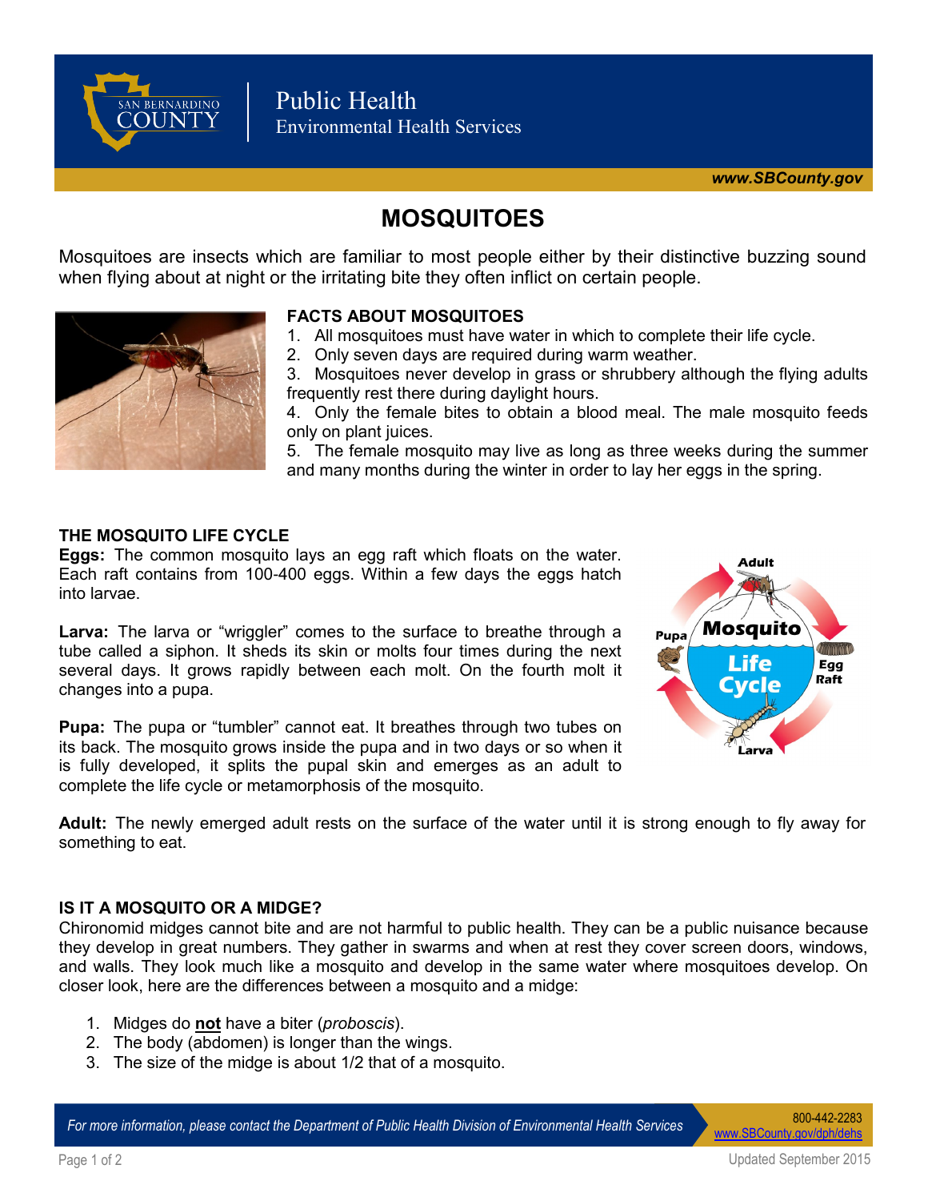Public Health
Environmental Health Services

www.SBCounty.gov

# MOSQUITOES

Mosquitoes are insects which are familiar to most people either by their distinctive buzzing sound when flying about at night or the irritating bite they often inflict on certain people.

## FACTS ABOUT MOSQUITOES

1. All mosquitoes must have water in which to complete their life cycle.
2. Only seven days are required during warm weather.
3. Mosquitoes never develop in grass or shrubbery although the flying adults frequently rest there during daylight hours.
4. Only the female bites to obtain a blood meal. The male mosquito feeds only on plant juices.
5. The female mosquito may live as long as three weeks during the summer and many months during the winter in order to lay her eggs in the spring.

## THE MOSQUITO LIFE CYCLE

**Eggs:** The common mosquito lays an egg raft which floats on the water. Each raft contains from 100-400 eggs. Within a few days the eggs hatch into larvae.

**Larva:** The larva or "wriggler" comes to the surface to breathe through a tube called a siphon. It sheds its skin or molts four times during the next several days. It grows rapidly between each molt. On the fourth molt it changes into a pupa.

**Pupa:** The pupa or "tumbler" cannot eat. It breathes through two tubes on its back. The mosquito grows inside the pupa and in two days or so when it is fully developed, it splits the pupal skin and emerges as an adult to complete the life cycle or metamorphosis of the mosquito.

**Adult:** The newly emerged adult rests on the surface of the water until it is strong enough to fly away for something to eat.

## IS IT A MOSQUITO OR A MIDGE?

Chironomid midges cannot bite and are not harmful to public health. They can be a public nuisance because they develop in great numbers. They gather in swarms and when at rest they cover screen doors, windows, and walls. They look much like a mosquito and develop in the same water where mosquitoes develop. On closer look, here are the differences between a mosquito and a midge:

1. Midges do **not** have a biter (*proboscis*).
2. The body (abdomen) is longer than the wings.
3. The size of the midge is about 1/2 that of a mosquito.

*For more information, please contact the Department of Public Health Division of Environmental Health Services* 800-442-2283 www.SBCounty.gov/dph/dehs

Updated September 2015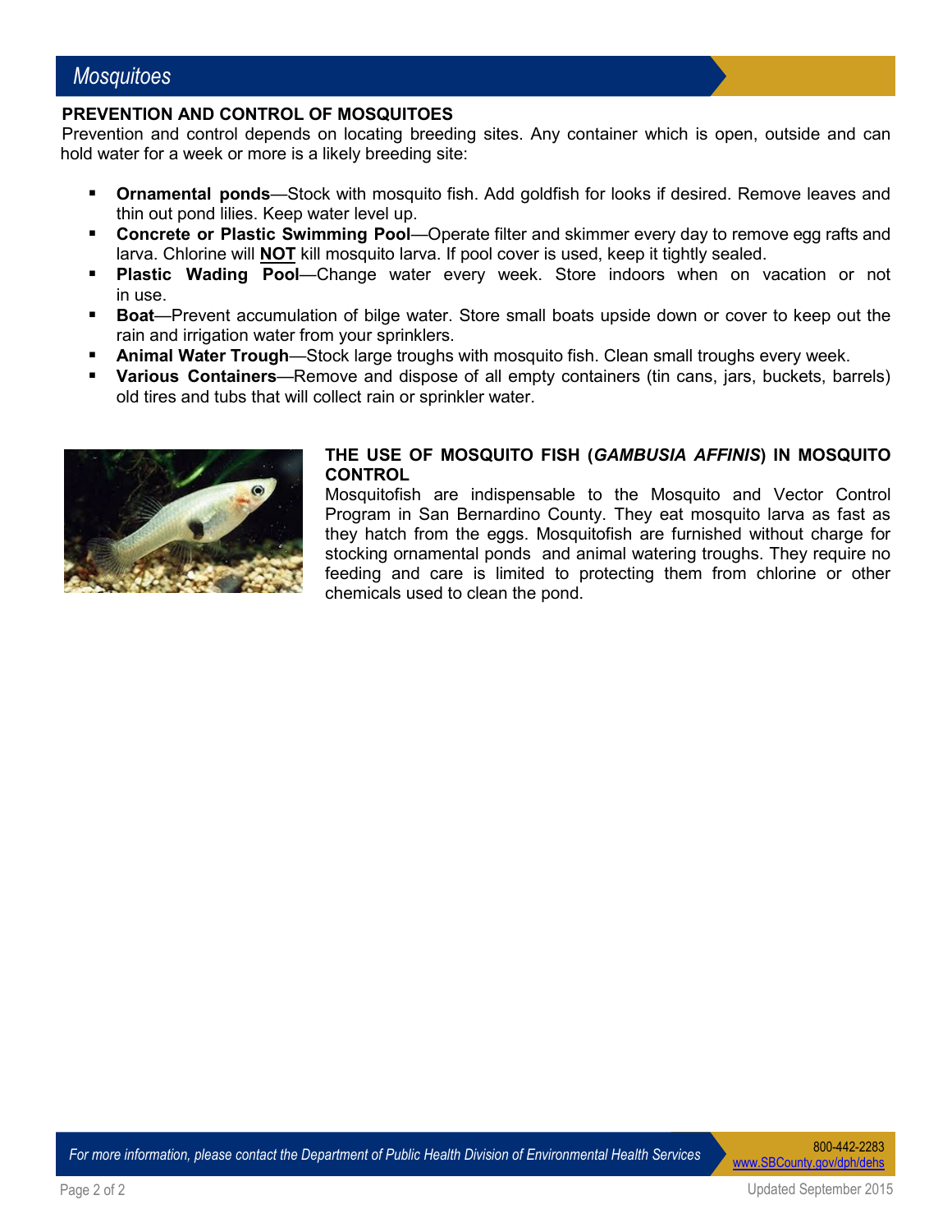## PREVENTION AND CONTROL OF MOSQUITOES

Prevention and control depends on locating breeding sites. Any container which is open, outside and can hold water for a week or more is a likely breeding site:

- **Ornamental ponds**—Stock with mosquito fish. Add goldfish for looks if desired. Remove leaves and thin out pond lilies. Keep water level up.
- **Concrete or Plastic Swimming Pool**—Operate filter and skimmer every day to remove egg rafts and larva. Chlorine will **NOT** kill mosquito larva. If pool cover is used, keep it tightly sealed.
- **Plastic Wading Pool**—Change water every week. Store indoors when on vacation or not in use.
- **Boat**—Prevent accumulation of bilge water. Store small boats upside down or cover to keep out the rain and irrigation water from your sprinklers.
- **Animal Water Trough**—Stock large troughs with mosquito fish. Clean small troughs every week.
- **Various Containers**—Remove and dispose of all empty containers (tin cans, jars, buckets, barrels) old tires and tubs that will collect rain or sprinkler water.

## THE USE OF MOSQUITO FISH (*GAMBUSIA AFFINIS*) IN MOSQUITO CONTROL

Mosquitofish are indispensable to the Mosquito and Vector Control Program in San Bernardino County. They eat mosquito larva as fast as they hatch from the eggs. Mosquitofish are furnished without charge for stocking ornamental ponds and animal watering troughs. They require no feeding and care is limited to protecting them from chlorine or other chemicals used to clean the pond.

*For more information, please contact the Department of Public Health Division of Environmental Health Services*

800-442-2283
www.SBCounty.gov/dph/dehs

Updated September 2015